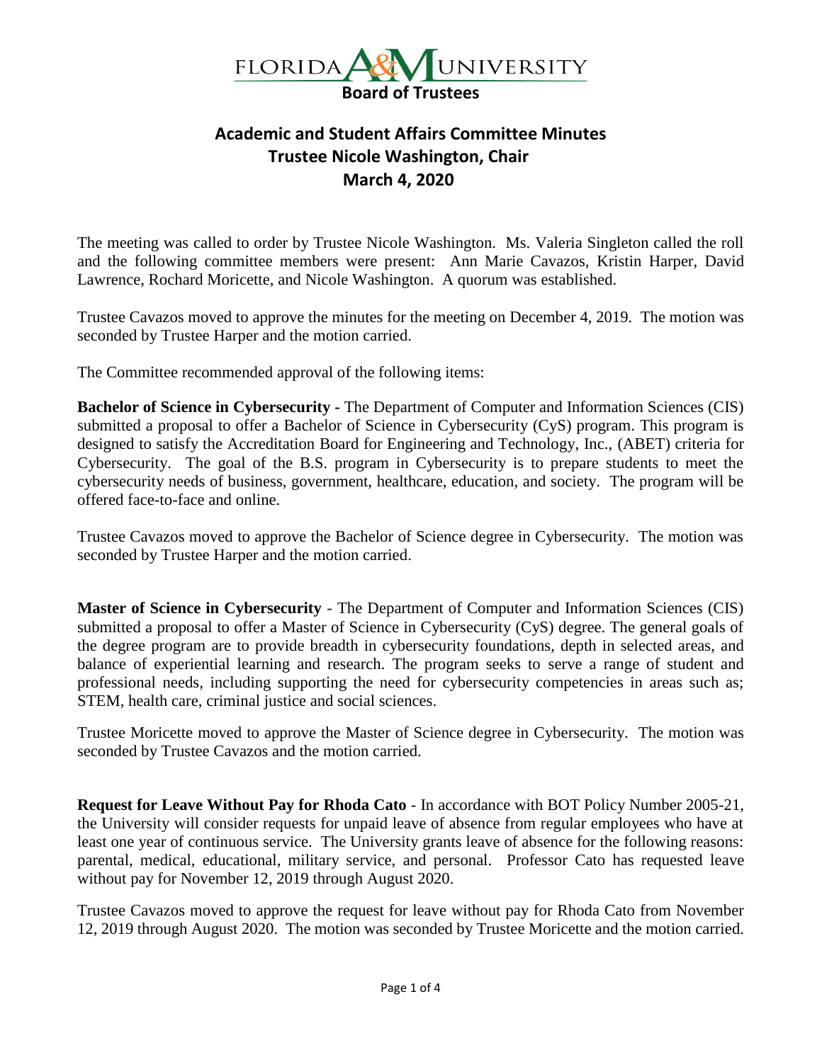FLORIDA A&M UNIVERSITY

**Board of Trustees**

# Academic and Student Affairs Committee Minutes
## Trustee Nicole Washington, Chair
## March 4, 2020

The meeting was called to order by Trustee Nicole Washington. Ms. Valeria Singleton called the roll and the following committee members were present: Ann Marie Cavazos, Kristin Harper, David Lawrence, Rochard Moricette, and Nicole Washington. A quorum was established.

Trustee Cavazos moved to approve the minutes for the meeting on December 4, 2019. The motion was seconded by Trustee Harper and the motion carried.

The Committee recommended approval of the following items:

**Bachelor of Science in Cybersecurity -** The Department of Computer and Information Sciences (CIS) submitted a proposal to offer a Bachelor of Science in Cybersecurity (CyS) program. This program is designed to satisfy the Accreditation Board for Engineering and Technology, Inc., (ABET) criteria for Cybersecurity. The goal of the B.S. program in Cybersecurity is to prepare students to meet the cybersecurity needs of business, government, healthcare, education, and society. The program will be offered face-to-face and online.

Trustee Cavazos moved to approve the Bachelor of Science degree in Cybersecurity. The motion was seconded by Trustee Harper and the motion carried.

**Master of Science in Cybersecurity** - The Department of Computer and Information Sciences (CIS) submitted a proposal to offer a Master of Science in Cybersecurity (CyS) degree. The general goals of the degree program are to provide breadth in cybersecurity foundations, depth in selected areas, and balance of experiential learning and research. The program seeks to serve a range of student and professional needs, including supporting the need for cybersecurity competencies in areas such as; STEM, health care, criminal justice and social sciences.

Trustee Moricette moved to approve the Master of Science degree in Cybersecurity. The motion was seconded by Trustee Cavazos and the motion carried.

**Request for Leave Without Pay for Rhoda Cato** - In accordance with BOT Policy Number 2005-21, the University will consider requests for unpaid leave of absence from regular employees who have at least one year of continuous service. The University grants leave of absence for the following reasons: parental, medical, educational, military service, and personal. Professor Cato has requested leave without pay for November 12, 2019 through August 2020.

Trustee Cavazos moved to approve the request for leave without pay for Rhoda Cato from November 12, 2019 through August 2020. The motion was seconded by Trustee Moricette and the motion carried.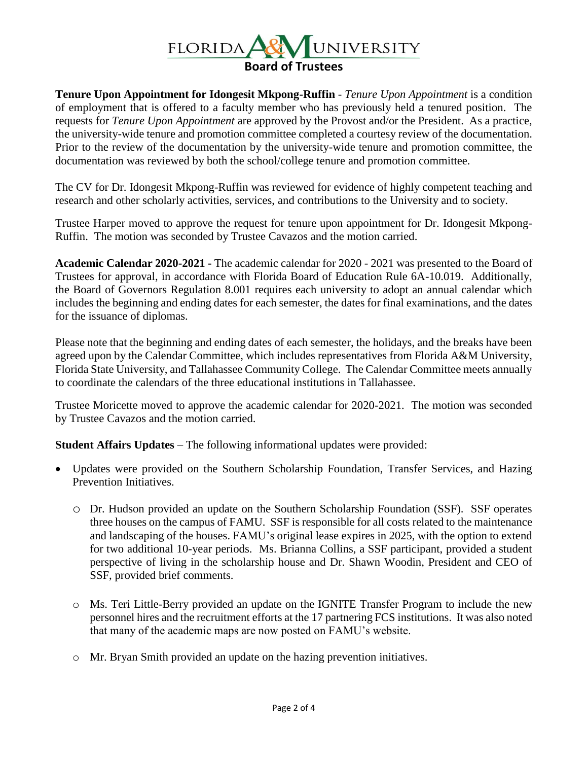**Tenure Upon Appointment for Idongesit Mkpong-Ruffin** - *Tenure Upon Appointment* is a condition of employment that is offered to a faculty member who has previously held a tenured position. The requests for *Tenure Upon Appointment* are approved by the Provost and/or the President. As a practice, the university-wide tenure and promotion committee completed a courtesy review of the documentation. Prior to the review of the documentation by the university-wide tenure and promotion committee, the documentation was reviewed by both the school/college tenure and promotion committee.

The CV for Dr. Idongesit Mkpong-Ruffin was reviewed for evidence of highly competent teaching and research and other scholarly activities, services, and contributions to the University and to society.

Trustee Harper moved to approve the request for tenure upon appointment for Dr. Idongesit Mkpong-Ruffin. The motion was seconded by Trustee Cavazos and the motion carried.

**Academic Calendar 2020-2021 -** The academic calendar for 2020 - 2021 was presented to the Board of Trustees for approval, in accordance with Florida Board of Education Rule 6A-10.019. Additionally, the Board of Governors Regulation 8.001 requires each university to adopt an annual calendar which includes the beginning and ending dates for each semester, the dates for final examinations, and the dates for the issuance of diplomas.

Please note that the beginning and ending dates of each semester, the holidays, and the breaks have been agreed upon by the Calendar Committee, which includes representatives from Florida A&M University, Florida State University, and Tallahassee Community College. The Calendar Committee meets annually to coordinate the calendars of the three educational institutions in Tallahassee.

Trustee Moricette moved to approve the academic calendar for 2020-2021. The motion was seconded by Trustee Cavazos and the motion carried.

**Student Affairs Updates** – The following informational updates were provided:

- Updates were provided on the Southern Scholarship Foundation, Transfer Services, and Hazing Prevention Initiatives.
  - Dr. Hudson provided an update on the Southern Scholarship Foundation (SSF). SSF operates three houses on the campus of FAMU. SSF is responsible for all costs related to the maintenance and landscaping of the houses. FAMU's original lease expires in 2025, with the option to extend for two additional 10-year periods. Ms. Brianna Collins, a SSF participant, provided a student perspective of living in the scholarship house and Dr. Shawn Woodin, President and CEO of SSF, provided brief comments.
  - Ms. Teri Little-Berry provided an update on the IGNITE Transfer Program to include the new personnel hires and the recruitment efforts at the 17 partnering FCS institutions. It was also noted that many of the academic maps are now posted on FAMU's website.
  - Mr. Bryan Smith provided an update on the hazing prevention initiatives.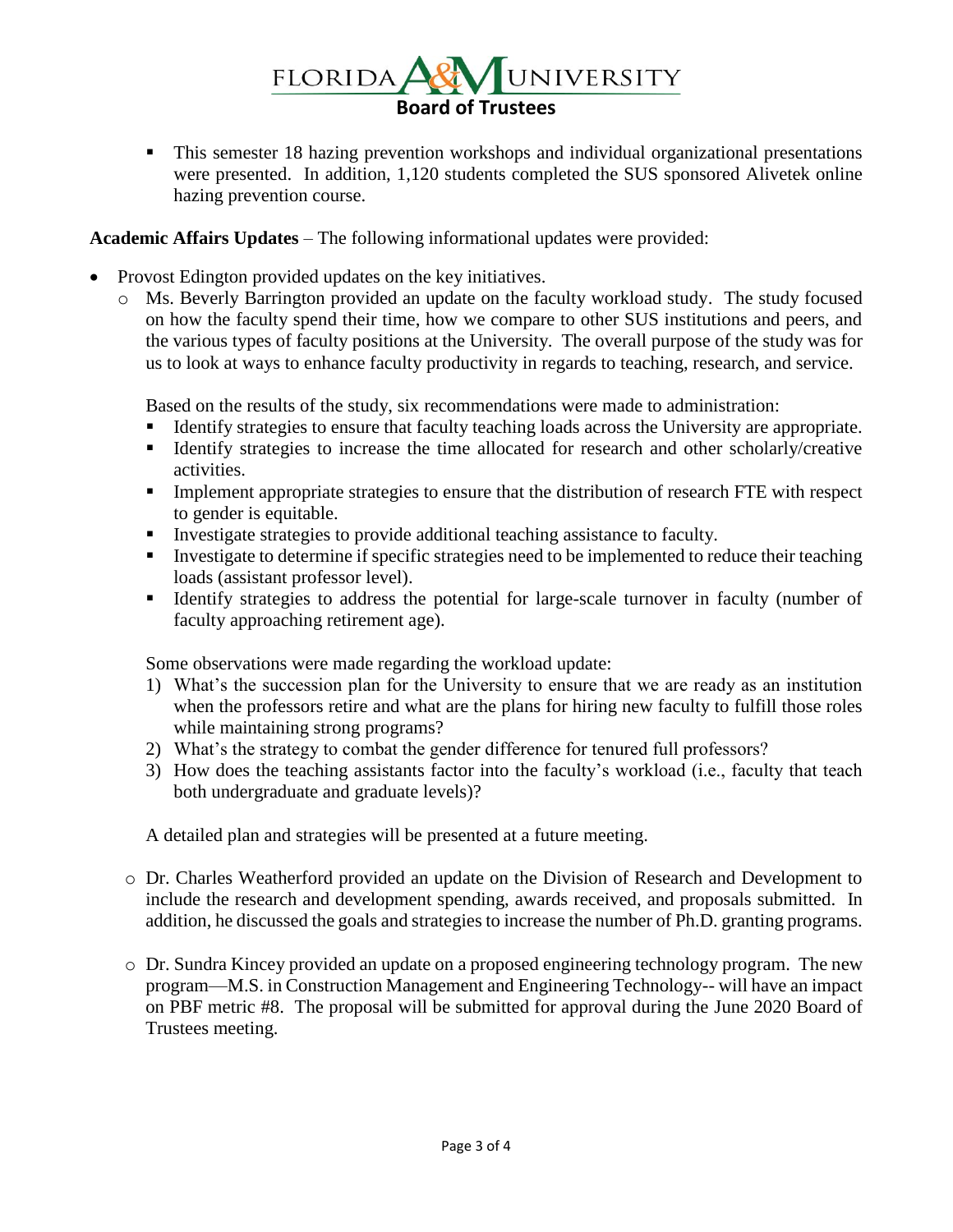- This semester 18 hazing prevention workshops and individual organizational presentations were presented. In addition, 1,120 students completed the SUS sponsored Alivetek online hazing prevention course.

**Academic Affairs Updates** – The following informational updates were provided:

- Provost Edington provided updates on the key initiatives.
  - Ms. Beverly Barrington provided an update on the faculty workload study. The study focused on how the faculty spend their time, how we compare to other SUS institutions and peers, and the various types of faculty positions at the University. The overall purpose of the study was for us to look at ways to enhance faculty productivity in regards to teaching, research, and service.

    Based on the results of the study, six recommendations were made to administration:

    - Identify strategies to ensure that faculty teaching loads across the University are appropriate.
    - Identify strategies to increase the time allocated for research and other scholarly/creative activities.
    - Implement appropriate strategies to ensure that the distribution of research FTE with respect to gender is equitable.
    - Investigate strategies to provide additional teaching assistance to faculty.
    - Investigate to determine if specific strategies need to be implemented to reduce their teaching loads (assistant professor level).
    - Identify strategies to address the potential for large-scale turnover in faculty (number of faculty approaching retirement age).

    Some observations were made regarding the workload update:

    1) What's the succession plan for the University to ensure that we are ready as an institution when the professors retire and what are the plans for hiring new faculty to fulfill those roles while maintaining strong programs?
    2) What's the strategy to combat the gender difference for tenured full professors?
    3) How does the teaching assistants factor into the faculty's workload (i.e., faculty that teach both undergraduate and graduate levels)?

    A detailed plan and strategies will be presented at a future meeting.

  - Dr. Charles Weatherford provided an update on the Division of Research and Development to include the research and development spending, awards received, and proposals submitted. In addition, he discussed the goals and strategies to increase the number of Ph.D. granting programs.

  - Dr. Sundra Kincey provided an update on a proposed engineering technology program. The new program—M.S. in Construction Management and Engineering Technology-- will have an impact on PBF metric #8. The proposal will be submitted for approval during the June 2020 Board of Trustees meeting.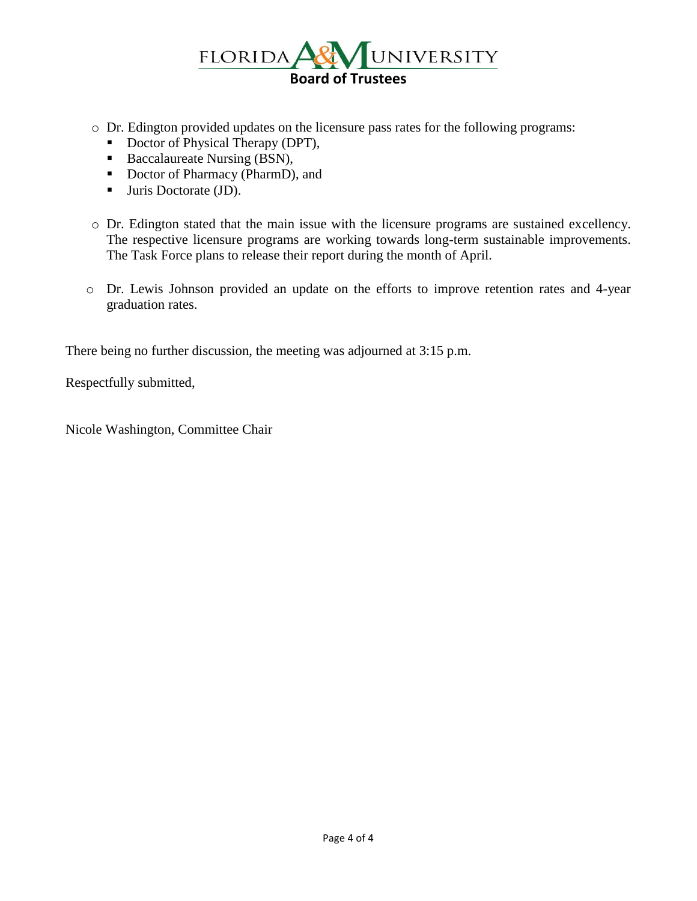- Dr. Edington provided updates on the licensure pass rates for the following programs:
  - Doctor of Physical Therapy (DPT),
  - Baccalaureate Nursing (BSN),
  - Doctor of Pharmacy (PharmD), and
  - Juris Doctorate (JD).

- Dr. Edington stated that the main issue with the licensure programs are sustained excellency. The respective licensure programs are working towards long-term sustainable improvements. The Task Force plans to release their report during the month of April.

- Dr. Lewis Johnson provided an update on the efforts to improve retention rates and 4-year graduation rates.

There being no further discussion, the meeting was adjourned at 3:15 p.m.

Respectfully submitted,

Nicole Washington, Committee Chair